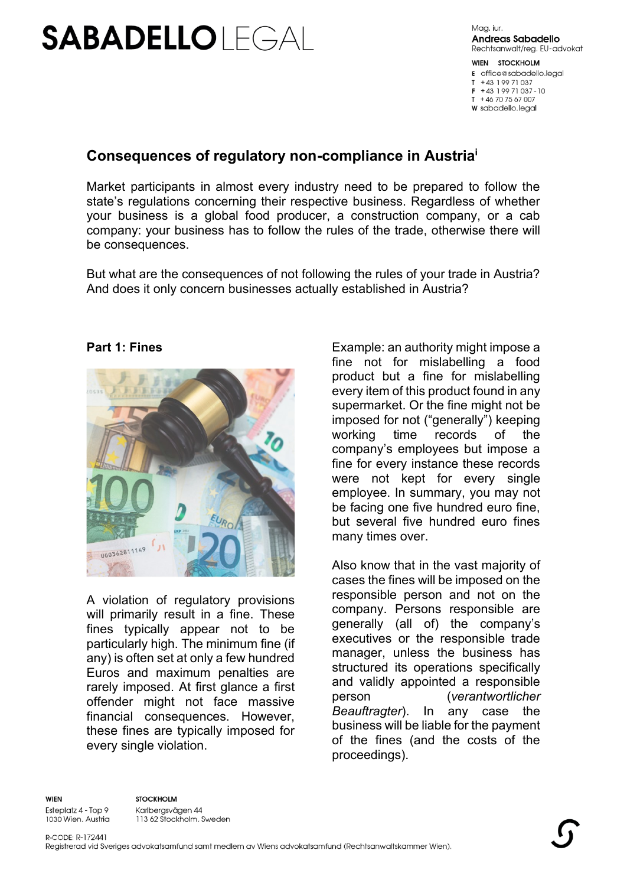# Consequences of regulatory non-compliance in Austria[i]

Market participants in almost every industry need to be prepared to follow the state's regulations concerning their respective business. Regardless of whether your business is a global food producer, a construction company, or a cab company: your business has to follow the rules of the trade, otherwise there will be consequences.

But what are the consequences of not following the rules of your trade in Austria? And does it only concern businesses actually established in Austria?

## Part 1: Fines

A violation of regulatory provisions will primarily result in a fine. These fines typically appear not to be particularly high. The minimum fine (if any) is often set at only a few hundred Euros and maximum penalties are rarely imposed. At first glance a first offender might not face massive financial consequences. However, these fines are typically imposed for every single violation.

Example: an authority might impose a fine not for mislabelling a food product but a fine for mislabelling every item of this product found in any supermarket. Or the fine might not be imposed for not ("generally") keeping working time records of the company's employees but impose a fine for every instance these records were not kept for every single employee. In summary, you may not be facing one five hundred euro fine, but several five hundred euro fines many times over.

Also know that in the vast majority of cases the fines will be imposed on the responsible person and not on the company. Persons responsible are generally (all of) the company's executives or the responsible trade manager, unless the business has structured its operations specifically and validly appointed a responsible person (*verantwortlicher Beauftragter*). In any case the business will be liable for the payment of the fines (and the costs of the proceedings).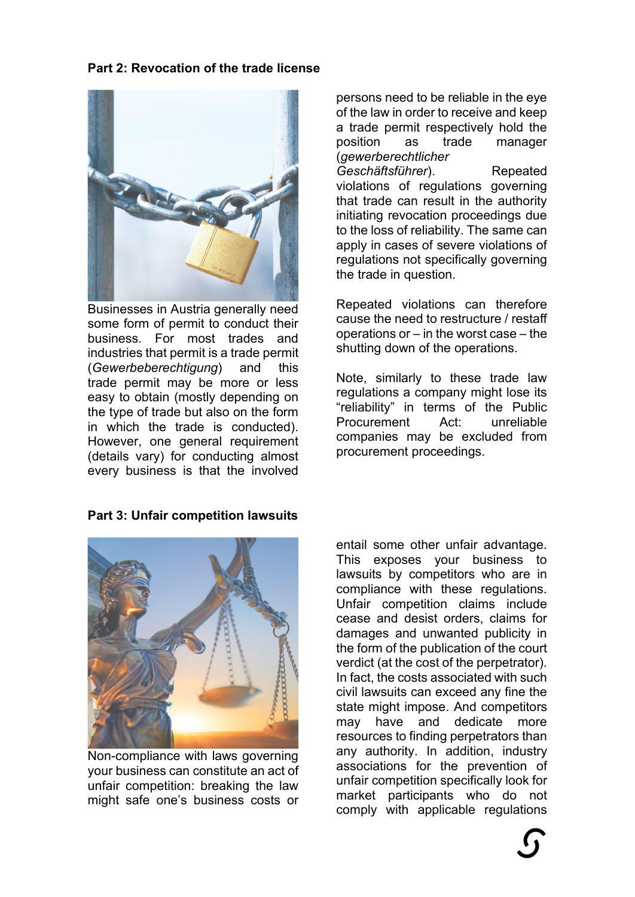## Part 2: Revocation of the trade license

Businesses in Austria generally need some form of permit to conduct their business. For most trades and industries that permit is a trade permit (*Gewerbeberechtigung*) and this trade permit may be more or less easy to obtain (mostly depending on the type of trade but also on the form in which the trade is conducted). However, one general requirement (details vary) for conducting almost every business is that the involved persons need to be reliable in the eye of the law in order to receive and keep a trade permit respectively hold the position as trade manager (*gewerberechtlicher Geschäftsführer*). Repeated violations of regulations governing that trade can result in the authority initiating revocation proceedings due to the loss of reliability. The same can apply in cases of severe violations of regulations not specifically governing the trade in question.

Repeated violations can therefore cause the need to restructure / restaff operations or – in the worst case – the shutting down of the operations.

Note, similarly to these trade law regulations a company might lose its “reliability” in terms of the Public Procurement Act: unreliable companies may be excluded from procurement proceedings.

## Part 3: Unfair competition lawsuits

Non-compliance with laws governing your business can constitute an act of unfair competition: breaking the law might safe one’s business costs or entail some other unfair advantage. This exposes your business to lawsuits by competitors who are in compliance with these regulations. Unfair competition claims include cease and desist orders, claims for damages and unwanted publicity in the form of the publication of the court verdict (at the cost of the perpetrator). In fact, the costs associated with such civil lawsuits can exceed any fine the state might impose. And competitors may have and dedicate more resources to finding perpetrators than any authority. In addition, industry associations for the prevention of unfair competition specifically look for market participants who do not comply with applicable regulations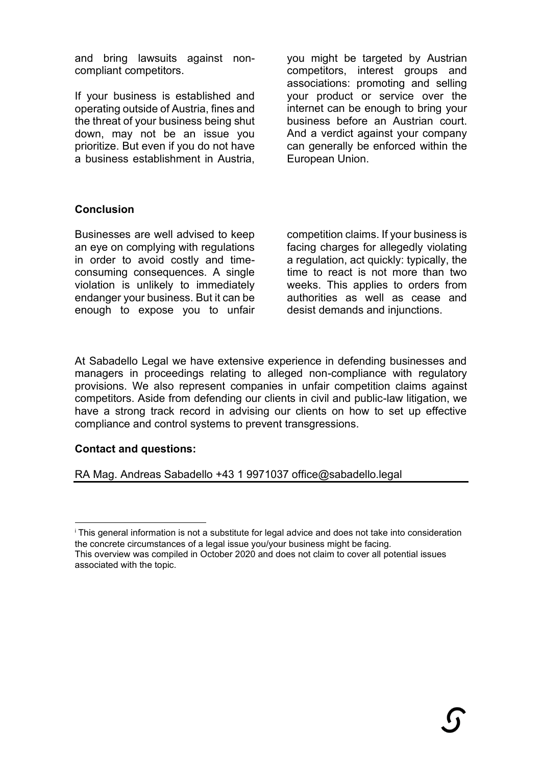and bring lawsuits against non-compliant competitors.

If your business is established and operating outside of Austria, fines and the threat of your business being shut down, may not be an issue you prioritize. But even if you do not have a business establishment in Austria, you might be targeted by Austrian competitors, interest groups and associations: promoting and selling your product or service over the internet can be enough to bring your business before an Austrian court. And a verdict against your company can generally be enforced within the European Union.

**Conclusion**

Businesses are well advised to keep an eye on complying with regulations in order to avoid costly and time-consuming consequences. A single violation is unlikely to immediately endanger your business. But it can be enough to expose you to unfair competition claims. If your business is facing charges for allegedly violating a regulation, act quickly: typically, the time to react is not more than two weeks. This applies to orders from authorities as well as cease and desist demands and injunctions.

At Sabadello Legal we have extensive experience in defending businesses and managers in proceedings relating to alleged non-compliance with regulatory provisions. We also represent companies in unfair competition claims against competitors. Aside from defending our clients in civil and public-law litigation, we have a strong track record in advising our clients on how to set up effective compliance and control systems to prevent transgressions.

**Contact and questions:**

RA Mag. Andreas Sabadello +43 1 9971037 office@sabadello.legal

[i] This general information is not a substitute for legal advice and does not take into consideration the concrete circumstances of a legal issue you/your business might be facing.
This overview was compiled in October 2020 and does not claim to cover all potential issues associated with the topic.